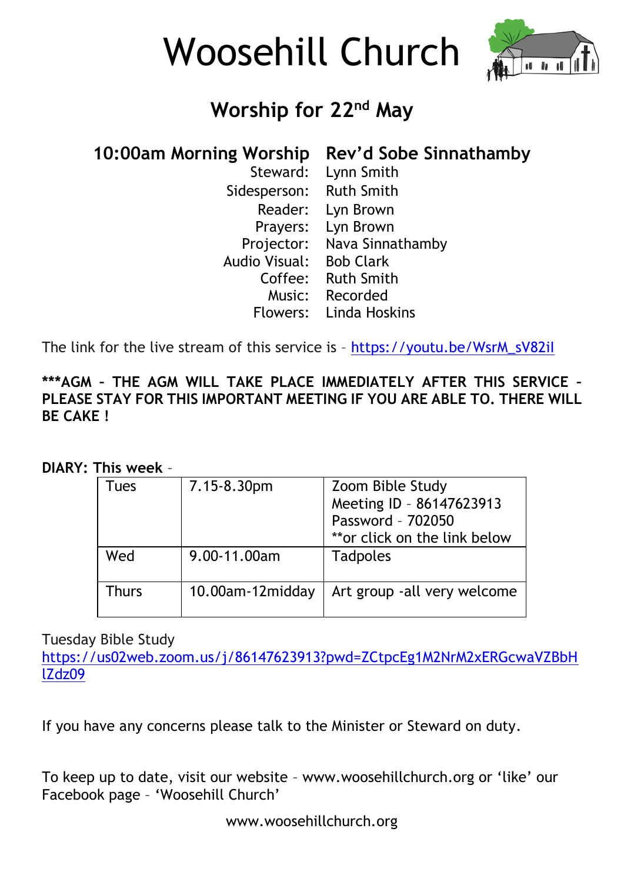# Woosehill Church

## Worship for 22nd May

### 10:00am Morning Worship — Rev'd Sobe Sinnathamby

| | |
|---|---|
| Steward: | Lynn Smith |
| Sidesperson: | Ruth Smith |
| Reader: | Lyn Brown |
| Prayers: | Lyn Brown |
| Projector: | Nava Sinnathamby |
| Audio Visual: | Bob Clark |
| Coffee: | Ruth Smith |
| Music: | Recorded |
| Flowers: | Linda Hoskins |

The link for the live stream of this service is – https://youtu.be/WsrM_sV82iI

**\*\*\*AGM - THE AGM WILL TAKE PLACE IMMEDIATELY AFTER THIS SERVICE - PLEASE STAY FOR THIS IMPORTANT MEETING IF YOU ARE ABLE TO. THERE WILL BE CAKE !**

**DIARY: This week** –

| Day | Time | Event |
|---|---|---|
| Tues | 7.15-8.30pm | Zoom Bible Study<br>Meeting ID – 86147623913<br>Password – 702050<br>**or click on the link below |
| Wed | 9.00-11.00am | Tadpoles |
| Thurs | 10.00am-12midday | Art group -all very welcome |

Tuesday Bible Study
https://us02web.zoom.us/j/86147623913?pwd=ZCtpcEg1M2NrM2xERGcwaVZBbHlZdz09

If you have any concerns please talk to the Minister or Steward on duty.

To keep up to date, visit our website – www.woosehillchurch.org or 'like' our Facebook page – 'Woosehill Church'

www.woosehillchurch.org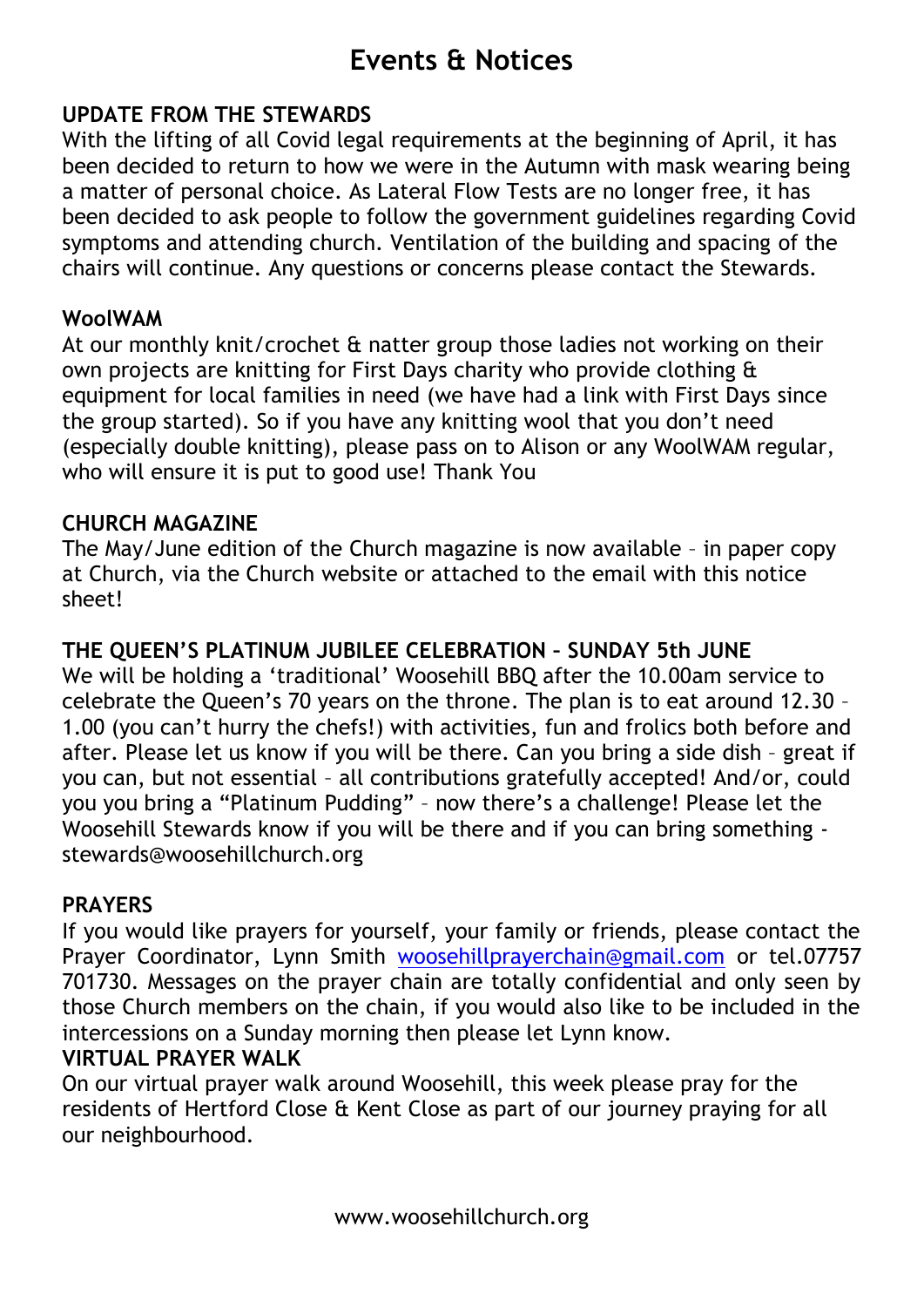# Events & Notices

**UPDATE FROM THE STEWARDS**

With the lifting of all Covid legal requirements at the beginning of April, it has been decided to return to how we were in the Autumn with mask wearing being a matter of personal choice. As Lateral Flow Tests are no longer free, it has been decided to ask people to follow the government guidelines regarding Covid symptoms and attending church. Ventilation of the building and spacing of the chairs will continue. Any questions or concerns please contact the Stewards.

**WoolWAM**

At our monthly knit/crochet & natter group those ladies not working on their own projects are knitting for First Days charity who provide clothing & equipment for local families in need (we have had a link with First Days since the group started). So if you have any knitting wool that you don't need (especially double knitting), please pass on to Alison or any WoolWAM regular, who will ensure it is put to good use! Thank You

**CHURCH MAGAZINE**

The May/June edition of the Church magazine is now available – in paper copy at Church, via the Church website or attached to the email with this notice sheet!

**THE QUEEN'S PLATINUM JUBILEE CELEBRATION – SUNDAY 5th JUNE**

We will be holding a 'traditional' Woosehill BBQ after the 10.00am service to celebrate the Queen's 70 years on the throne. The plan is to eat around 12.30 – 1.00 (you can't hurry the chefs!) with activities, fun and frolics both before and after. Please let us know if you will be there. Can you bring a side dish – great if you can, but not essential – all contributions gratefully accepted! And/or, could you you bring a "Platinum Pudding" – now there's a challenge! Please let the Woosehill Stewards know if you will be there and if you can bring something - stewards@woosehillchurch.org

**PRAYERS**

If you would like prayers for yourself, your family or friends, please contact the Prayer Coordinator, Lynn Smith woosehillprayerchain@gmail.com or tel.07757 701730. Messages on the prayer chain are totally confidential and only seen by those Church members on the chain, if you would also like to be included in the intercessions on a Sunday morning then please let Lynn know.

**VIRTUAL PRAYER WALK**

On our virtual prayer walk around Woosehill, this week please pray for the residents of Hertford Close & Kent Close as part of our journey praying for all our neighbourhood.

www.woosehillchurch.org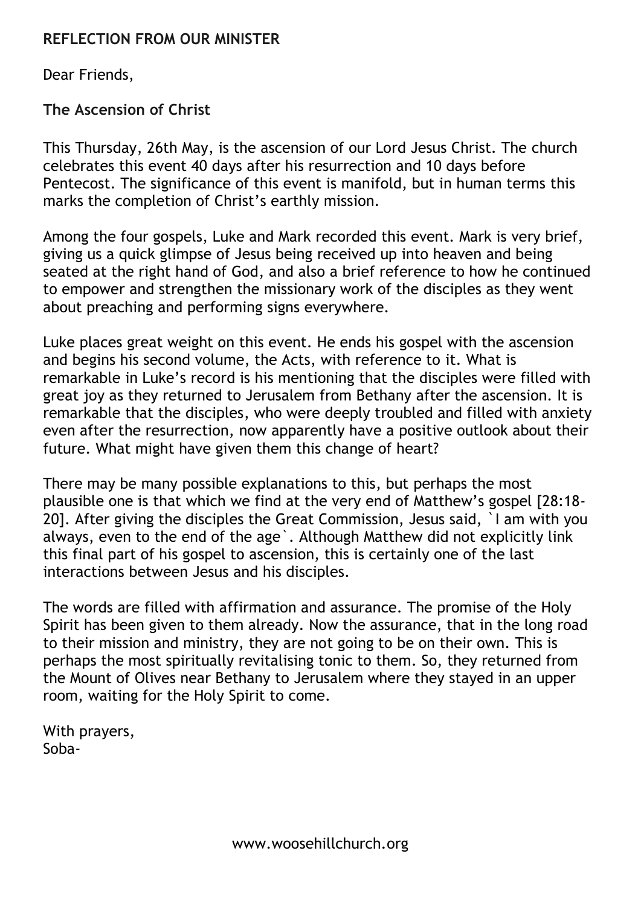**REFLECTION FROM OUR MINISTER**

Dear Friends,

**The Ascension of Christ**

This Thursday, 26th May, is the ascension of our Lord Jesus Christ. The church celebrates this event 40 days after his resurrection and 10 days before Pentecost. The significance of this event is manifold, but in human terms this marks the completion of Christ's earthly mission.

Among the four gospels, Luke and Mark recorded this event. Mark is very brief, giving us a quick glimpse of Jesus being received up into heaven and being seated at the right hand of God, and also a brief reference to how he continued to empower and strengthen the missionary work of the disciples as they went about preaching and performing signs everywhere.

Luke places great weight on this event. He ends his gospel with the ascension and begins his second volume, the Acts, with reference to it. What is remarkable in Luke's record is his mentioning that the disciples were filled with great joy as they returned to Jerusalem from Bethany after the ascension. It is remarkable that the disciples, who were deeply troubled and filled with anxiety even after the resurrection, now apparently have a positive outlook about their future. What might have given them this change of heart?

There may be many possible explanations to this, but perhaps the most plausible one is that which we find at the very end of Matthew's gospel [28:18-20]. After giving the disciples the Great Commission, Jesus said, `I am with you always, even to the end of the age`. Although Matthew did not explicitly link this final part of his gospel to ascension, this is certainly one of the last interactions between Jesus and his disciples.

The words are filled with affirmation and assurance. The promise of the Holy Spirit has been given to them already. Now the assurance, that in the long road to their mission and ministry, they are not going to be on their own. This is perhaps the most spiritually revitalising tonic to them. So, they returned from the Mount of Olives near Bethany to Jerusalem where they stayed in an upper room, waiting for the Holy Spirit to come.

With prayers,
Soba-

www.woosehillchurch.org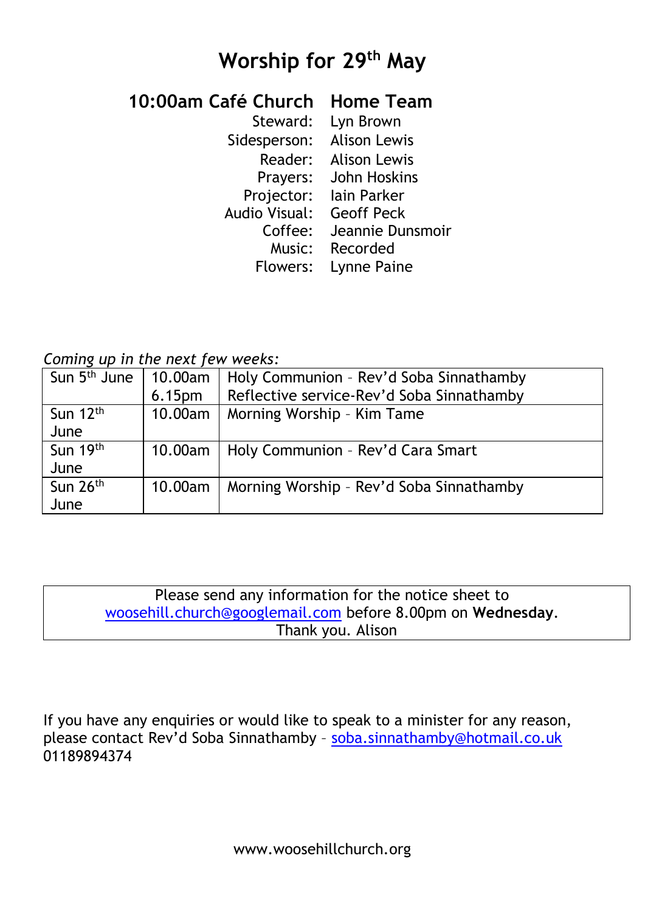# Worship for 29th May

## 10:00am Café Church Home Team

| | |
|---|---|
| Steward: | Lyn Brown |
| Sidesperson: | Alison Lewis |
| Reader: | Alison Lewis |
| Prayers: | John Hoskins |
| Projector: | Iain Parker |
| Audio Visual: | Geoff Peck |
| Coffee: | Jeannie Dunsmoir |
| Music: | Recorded |
| Flowers: | Lynne Paine |

*Coming up in the next few weeks:*

| | | |
|---|---|---|
| Sun 5th June | 10.00am<br>6.15pm | Holy Communion – Rev'd Soba Sinnathamby<br>Reflective service-Rev'd Soba Sinnathamby |
| Sun 12th June | 10.00am | Morning Worship – Kim Tame |
| Sun 19th June | 10.00am | Holy Communion – Rev'd Cara Smart |
| Sun 26th June | 10.00am | Morning Worship – Rev'd Soba Sinnathamby |

Please send any information for the notice sheet to woosehill.church@googlemail.com before 8.00pm on **Wednesday**.
Thank you. Alison

If you have any enquiries or would like to speak to a minister for any reason, please contact Rev'd Soba Sinnathamby – soba.sinnathamby@hotmail.co.uk 01189894374

www.woosehillchurch.org